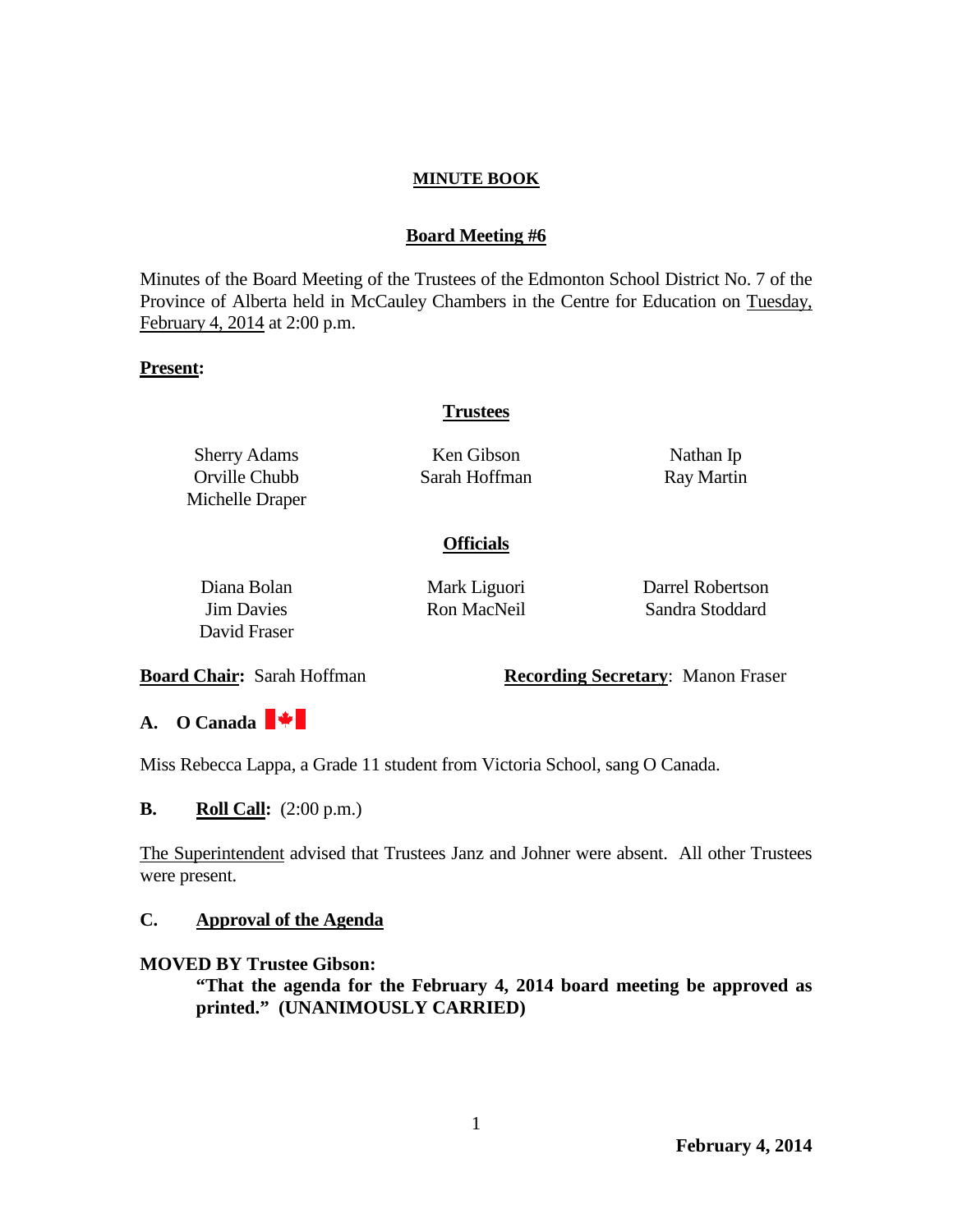**MINUTE BOOK**

**Board Meeting #6**

Minutes of the Board Meeting of the Trustees of the Edmonton School District No. 7 of the Province of Alberta held in McCauley Chambers in the Centre for Education on Tuesday, February 4, 2014 at 2:00 p.m.

**Present:**

**Trustees**

| | | |
|---|---|---|
| Sherry Adams | Ken Gibson | Nathan Ip |
| Orville Chubb | Sarah Hoffman | Ray Martin |
| Michelle Draper | | |

**Officials**

| | | |
|---|---|---|
| Diana Bolan | Mark Liguori | Darrel Robertson |
| Jim Davies | Ron MacNeil | Sandra Stoddard |
| David Fraser | | |

**Board Chair:** Sarah Hoffman **Recording Secretary**: Manon Fraser

## A. O Canada

Miss Rebecca Lappa, a Grade 11 student from Victoria School, sang O Canada.

## B. Roll Call: (2:00 p.m.)

The Superintendent advised that Trustees Janz and Johner were absent. All other Trustees were present.

## C. Approval of the Agenda

**MOVED BY Trustee Gibson:**

> **"That the agenda for the February 4, 2014 board meeting be approved as printed." (UNANIMOUSLY CARRIED)**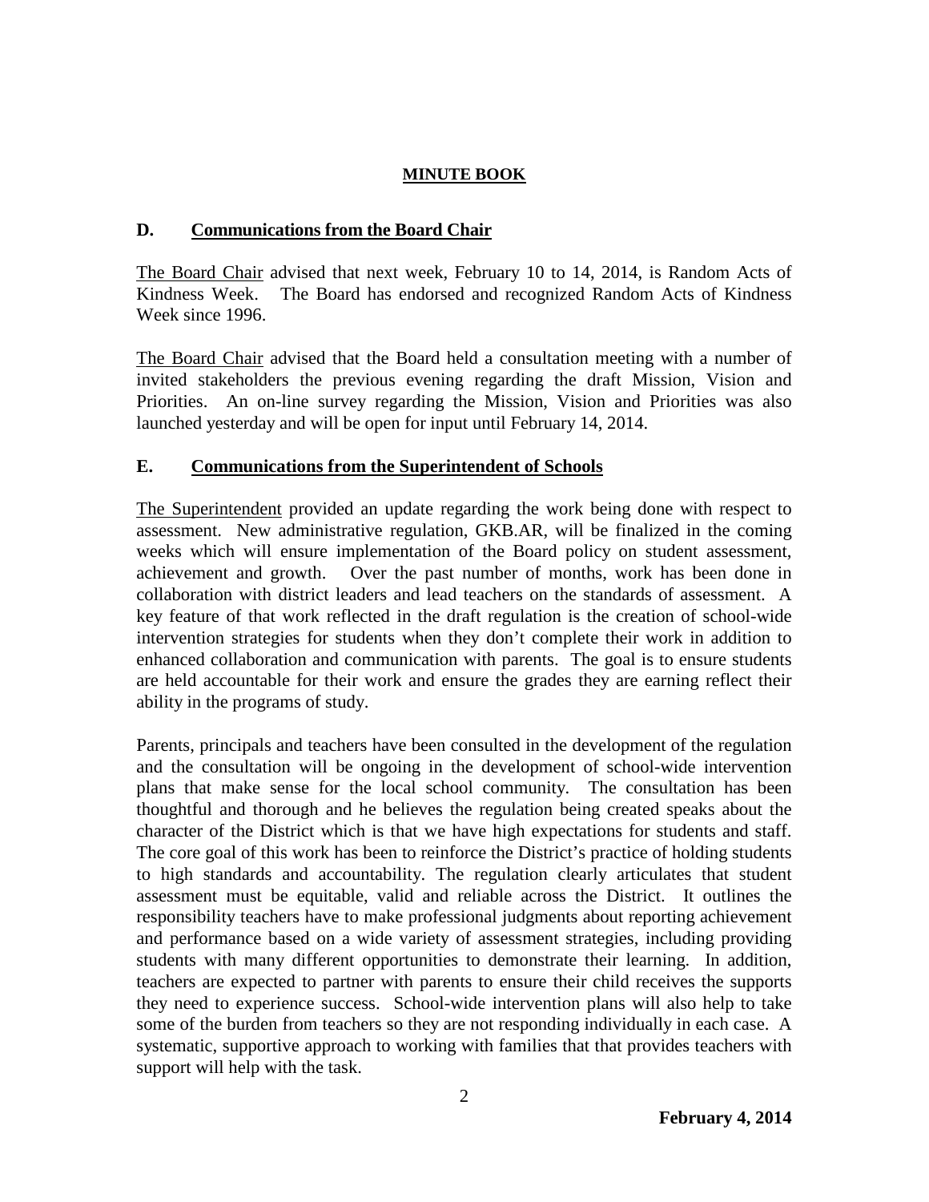**MINUTE BOOK**

## D. Communications from the Board Chair

The Board Chair advised that next week, February 10 to 14, 2014, is Random Acts of Kindness Week. The Board has endorsed and recognized Random Acts of Kindness Week since 1996.

The Board Chair advised that the Board held a consultation meeting with a number of invited stakeholders the previous evening regarding the draft Mission, Vision and Priorities. An on-line survey regarding the Mission, Vision and Priorities was also launched yesterday and will be open for input until February 14, 2014.

## E. Communications from the Superintendent of Schools

The Superintendent provided an update regarding the work being done with respect to assessment. New administrative regulation, GKB.AR, will be finalized in the coming weeks which will ensure implementation of the Board policy on student assessment, achievement and growth. Over the past number of months, work has been done in collaboration with district leaders and lead teachers on the standards of assessment. A key feature of that work reflected in the draft regulation is the creation of school-wide intervention strategies for students when they don't complete their work in addition to enhanced collaboration and communication with parents. The goal is to ensure students are held accountable for their work and ensure the grades they are earning reflect their ability in the programs of study.

Parents, principals and teachers have been consulted in the development of the regulation and the consultation will be ongoing in the development of school-wide intervention plans that make sense for the local school community. The consultation has been thoughtful and thorough and he believes the regulation being created speaks about the character of the District which is that we have high expectations for students and staff. The core goal of this work has been to reinforce the District's practice of holding students to high standards and accountability. The regulation clearly articulates that student assessment must be equitable, valid and reliable across the District. It outlines the responsibility teachers have to make professional judgments about reporting achievement and performance based on a wide variety of assessment strategies, including providing students with many different opportunities to demonstrate their learning. In addition, teachers are expected to partner with parents to ensure their child receives the supports they need to experience success. School-wide intervention plans will also help to take some of the burden from teachers so they are not responding individually in each case. A systematic, supportive approach to working with families that that provides teachers with support will help with the task.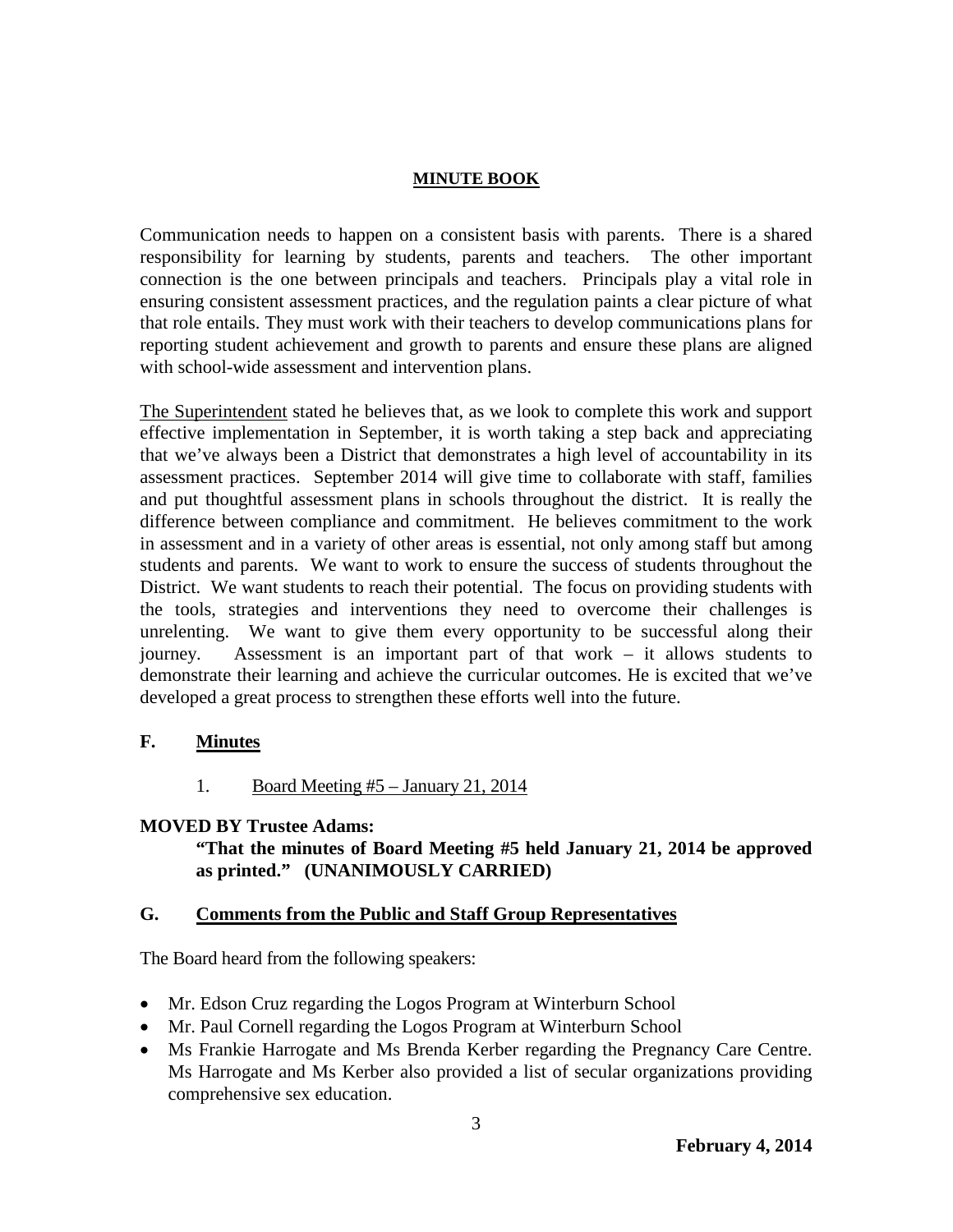Communication needs to happen on a consistent basis with parents. There is a shared responsibility for learning by students, parents and teachers. The other important connection is the one between principals and teachers. Principals play a vital role in ensuring consistent assessment practices, and the regulation paints a clear picture of what that role entails. They must work with their teachers to develop communications plans for reporting student achievement and growth to parents and ensure these plans are aligned with school-wide assessment and intervention plans.

The Superintendent stated he believes that, as we look to complete this work and support effective implementation in September, it is worth taking a step back and appreciating that we've always been a District that demonstrates a high level of accountability in its assessment practices. September 2014 will give time to collaborate with staff, families and put thoughtful assessment plans in schools throughout the district. It is really the difference between compliance and commitment. He believes commitment to the work in assessment and in a variety of other areas is essential, not only among staff but among students and parents. We want to work to ensure the success of students throughout the District. We want students to reach their potential. The focus on providing students with the tools, strategies and interventions they need to overcome their challenges is unrelenting. We want to give them every opportunity to be successful along their journey. Assessment is an important part of that work – it allows students to demonstrate their learning and achieve the curricular outcomes. He is excited that we've developed a great process to strengthen these efforts well into the future.

## F. Minutes

1. Board Meeting #5 – January 21, 2014

**MOVED BY Trustee Adams:**

**"That the minutes of Board Meeting #5 held January 21, 2014 be approved as printed." (UNANIMOUSLY CARRIED)**

## G. Comments from the Public and Staff Group Representatives

The Board heard from the following speakers:

- Mr. Edson Cruz regarding the Logos Program at Winterburn School
- Mr. Paul Cornell regarding the Logos Program at Winterburn School
- Ms Frankie Harrogate and Ms Brenda Kerber regarding the Pregnancy Care Centre. Ms Harrogate and Ms Kerber also provided a list of secular organizations providing comprehensive sex education.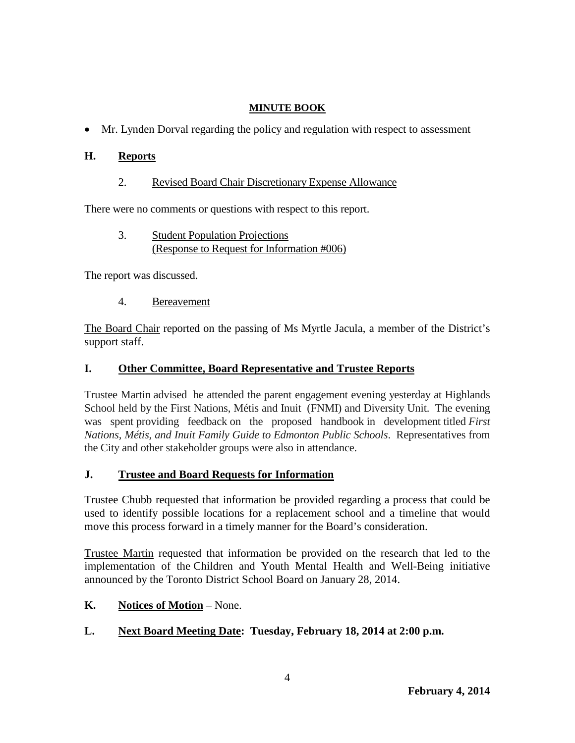**MINUTE BOOK**

- Mr. Lynden Dorval regarding the policy and regulation with respect to assessment

## H. Reports

2. Revised Board Chair Discretionary Expense Allowance

There were no comments or questions with respect to this report.

3. Student Population Projections (Response to Request for Information #006)

The report was discussed.

4. Bereavement

The Board Chair reported on the passing of Ms Myrtle Jacula, a member of the District's support staff.

## I. Other Committee, Board Representative and Trustee Reports

Trustee Martin advised he attended the parent engagement evening yesterday at Highlands School held by the First Nations, Métis and Inuit (FNMI) and Diversity Unit. The evening was spent providing feedback on the proposed handbook in development titled *First Nations, Métis, and Inuit Family Guide to Edmonton Public Schools*. Representatives from the City and other stakeholder groups were also in attendance.

## J. Trustee and Board Requests for Information

Trustee Chubb requested that information be provided regarding a process that could be used to identify possible locations for a replacement school and a timeline that would move this process forward in a timely manner for the Board's consideration.

Trustee Martin requested that information be provided on the research that led to the implementation of the Children and Youth Mental Health and Well-Being initiative announced by the Toronto District School Board on January 28, 2014.

## K. Notices of Motion – None.

## L. Next Board Meeting Date: Tuesday, February 18, 2014 at 2:00 p.m.

**February 4, 2014**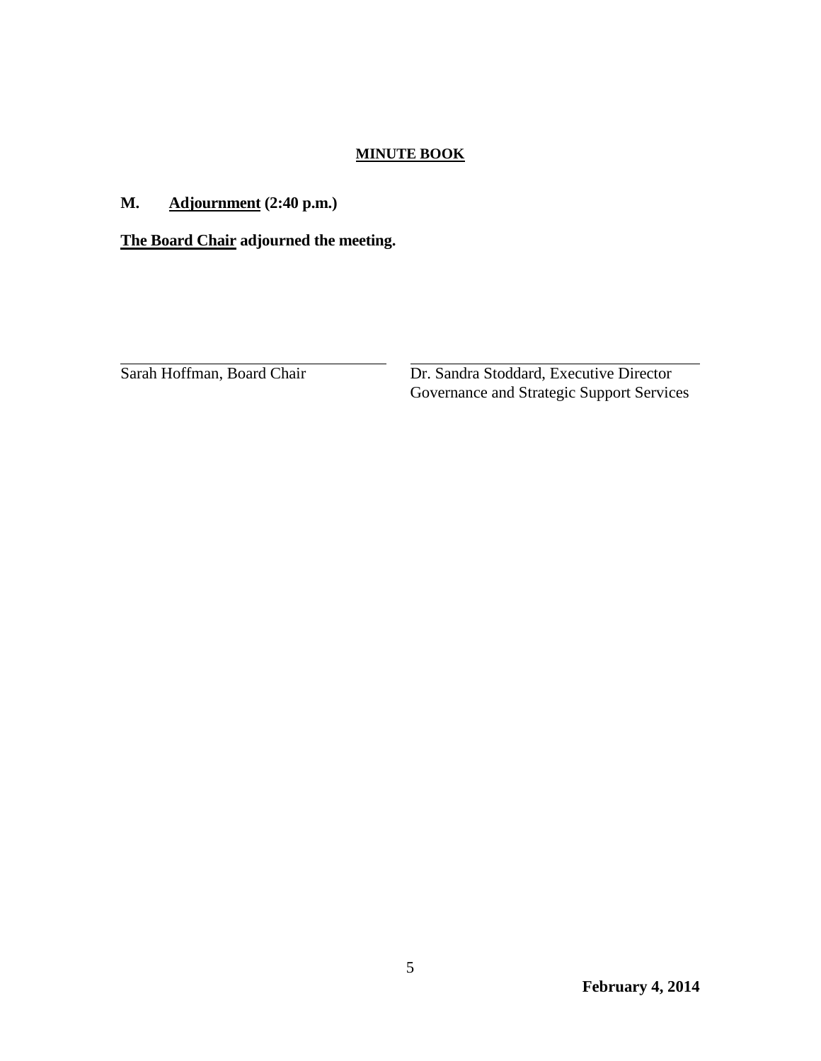**MINUTE BOOK**

**M. Adjournment (2:40 p.m.)**

**The Board Chair adjourned the meeting.**

| | |
|---|---|
| Sarah Hoffman, Board Chair | Dr. Sandra Stoddard, Executive Director<br>Governance and Strategic Support Services |

**February 4, 2014**